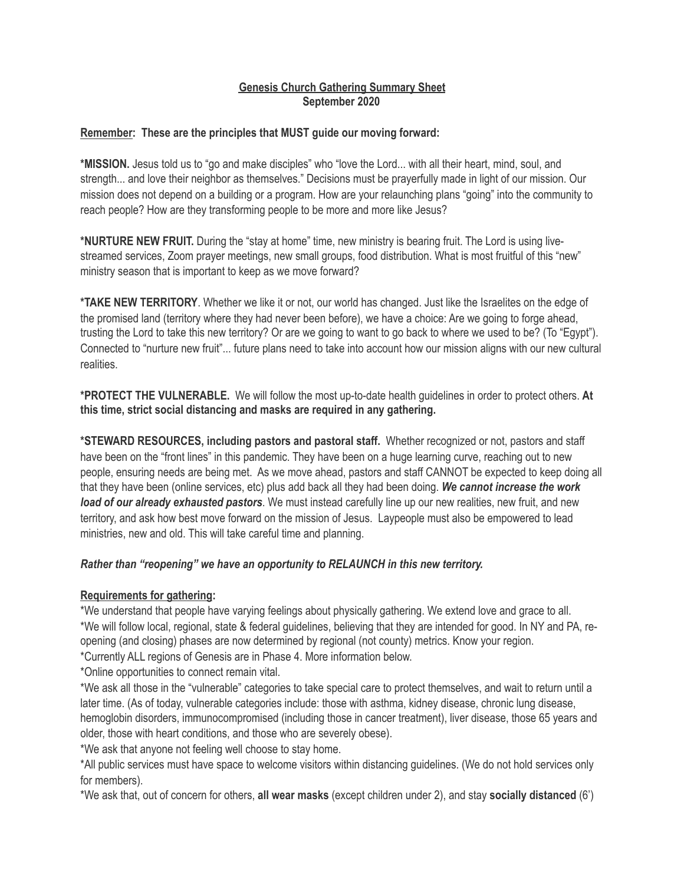**Genesis Church Gathering Summary Sheet**
**September 2020**

**Remember: These are the principles that MUST guide our moving forward:**

***MISSION.** Jesus told us to "go and make disciples" who "love the Lord... with all their heart, mind, soul, and strength... and love their neighbor as themselves." Decisions must be prayerfully made in light of our mission. Our mission does not depend on a building or a program. How are your relaunching plans "going" into the community to reach people? How are they transforming people to be more and more like Jesus?

***NURTURE NEW FRUIT.** During the "stay at home" time, new ministry is bearing fruit. The Lord is using live-streamed services, Zoom prayer meetings, new small groups, food distribution. What is most fruitful of this "new" ministry season that is important to keep as we move forward?

***TAKE NEW TERRITORY**. Whether we like it or not, our world has changed. Just like the Israelites on the edge of the promised land (territory where they had never been before), we have a choice: Are we going to forge ahead, trusting the Lord to take this new territory? Or are we going to want to go back to where we used to be? (To "Egypt"). Connected to "nurture new fruit"... future plans need to take into account how our mission aligns with our new cultural realities.

***PROTECT THE VULNERABLE.** We will follow the most up-to-date health guidelines in order to protect others. **At this time, strict social distancing and masks are required in any gathering.**

***STEWARD RESOURCES, including pastors and pastoral staff.** Whether recognized or not, pastors and staff have been on the "front lines" in this pandemic. They have been on a huge learning curve, reaching out to new people, ensuring needs are being met. As we move ahead, pastors and staff CANNOT be expected to keep doing all that they have been (online services, etc) plus add back all they had been doing. ***We cannot increase the work load of our already exhausted pastors***. We must instead carefully line up our new realities, new fruit, and new territory, and ask how best move forward on the mission of Jesus. Laypeople must also be empowered to lead ministries, new and old. This will take careful time and planning.

***Rather than "reopening" we have an opportunity to RELAUNCH in this new territory.***

**Requirements for gathering:**

*We understand that people have varying feelings about physically gathering. We extend love and grace to all.
*We will follow local, regional, state & federal guidelines, believing that they are intended for good. In NY and PA, re-opening (and closing) phases are now determined by regional (not county) metrics. Know your region.
*Currently ALL regions of Genesis are in Phase 4. More information below.
*Online opportunities to connect remain vital.
*We ask all those in the "vulnerable" categories to take special care to protect themselves, and wait to return until a later time. (As of today, vulnerable categories include: those with asthma, kidney disease, chronic lung disease, hemoglobin disorders, immunocompromised (including those in cancer treatment), liver disease, those 65 years and older, those with heart conditions, and those who are severely obese).
*We ask that anyone not feeling well choose to stay home.
*All public services must have space to welcome visitors within distancing guidelines. (We do not hold services only for members).
*We ask that, out of concern for others, **all wear masks** (except children under 2), and stay **socially distanced** (6')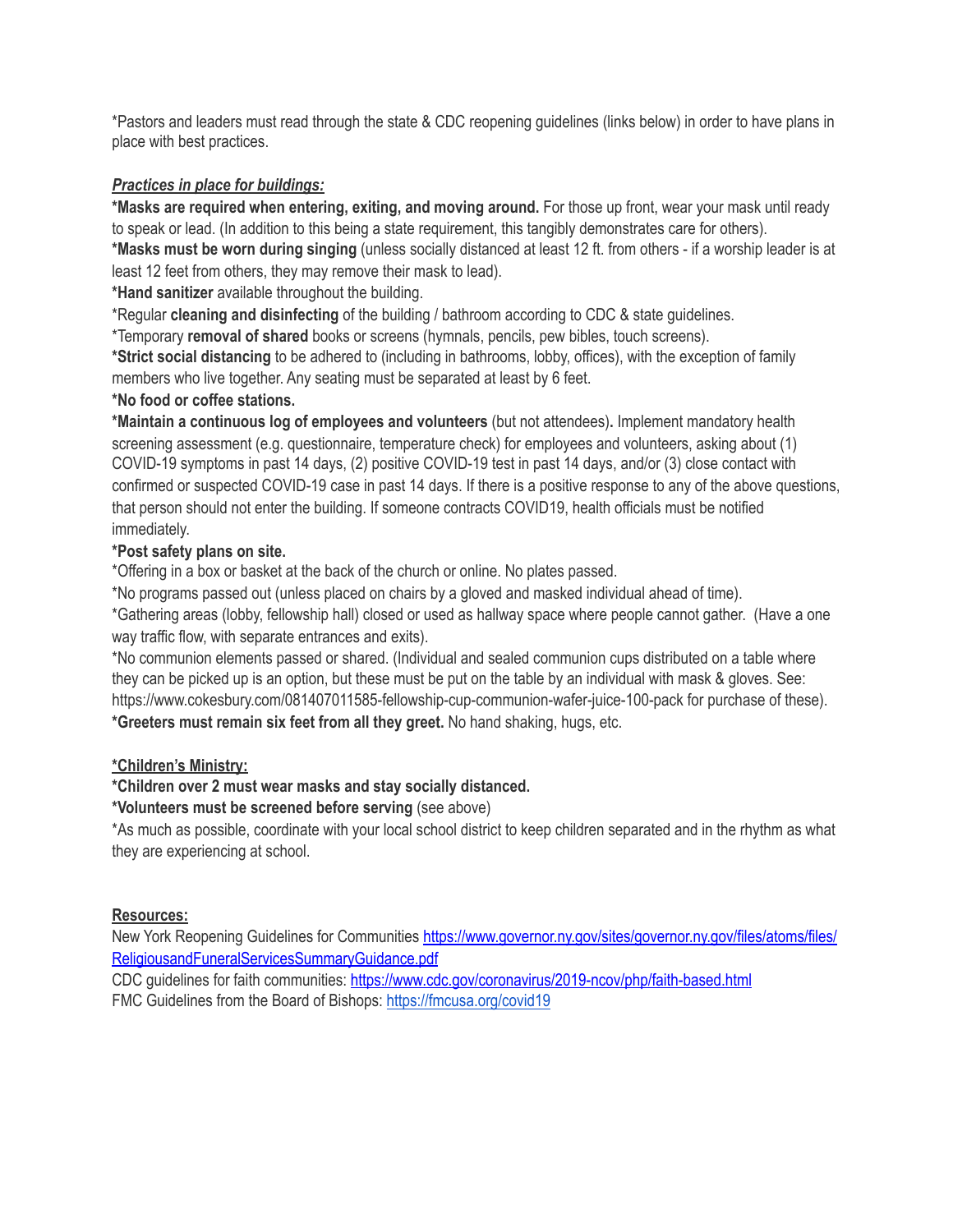*Pastors and leaders must read through the state & CDC reopening guidelines (links below) in order to have plans in place with best practices.

***Practices in place for buildings:***

***Masks are required when entering, exiting, and moving around.** For those up front, wear your mask until ready to speak or lead. (In addition to this being a state requirement, this tangibly demonstrates care for others).

***Masks must be worn during singing** (unless socially distanced at least 12 ft. from others - if a worship leader is at least 12 feet from others, they may remove their mask to lead).

***Hand sanitizer** available throughout the building.

*Regular **cleaning and disinfecting** of the building / bathroom according to CDC & state guidelines.

*Temporary **removal of shared** books or screens (hymnals, pencils, pew bibles, touch screens).

***Strict social distancing** to be adhered to (including in bathrooms, lobby, offices), with the exception of family members who live together. Any seating must be separated at least by 6 feet.

***No food or coffee stations.**

***Maintain a continuous log of employees and volunteers** (but not attendees)**.** Implement mandatory health screening assessment (e.g. questionnaire, temperature check) for employees and volunteers, asking about (1) COVID-19 symptoms in past 14 days, (2) positive COVID-19 test in past 14 days, and/or (3) close contact with confirmed or suspected COVID-19 case in past 14 days. If there is a positive response to any of the above questions, that person should not enter the building. If someone contracts COVID19, health officials must be notified immediately.

***Post safety plans on site.**

*Offering in a box or basket at the back of the church or online. No plates passed.

*No programs passed out (unless placed on chairs by a gloved and masked individual ahead of time).

*Gathering areas (lobby, fellowship hall) closed or used as hallway space where people cannot gather. (Have a one way traffic flow, with separate entrances and exits).

*No communion elements passed or shared. (Individual and sealed communion cups distributed on a table where they can be picked up is an option, but these must be put on the table by an individual with mask & gloves. See: https://www.cokesbury.com/081407011585-fellowship-cup-communion-wafer-juice-100-pack for purchase of these).

***Greeters must remain six feet from all they greet.** No hand shaking, hugs, etc.

**\*Children's Ministry:**

***Children over 2 must wear masks and stay socially distanced.**

***Volunteers must be screened before serving** (see above)

*As much as possible, coordinate with your local school district to keep children separated and in the rhythm as what they are experiencing at school.

**Resources:**

New York Reopening Guidelines for Communities https://www.governor.ny.gov/sites/governor.ny.gov/files/atoms/files/ReligiousandFuneralServicesSummaryGuidance.pdf

CDC guidelines for faith communities: https://www.cdc.gov/coronavirus/2019-ncov/php/faith-based.html

FMC Guidelines from the Board of Bishops: https://fmcusa.org/covid19